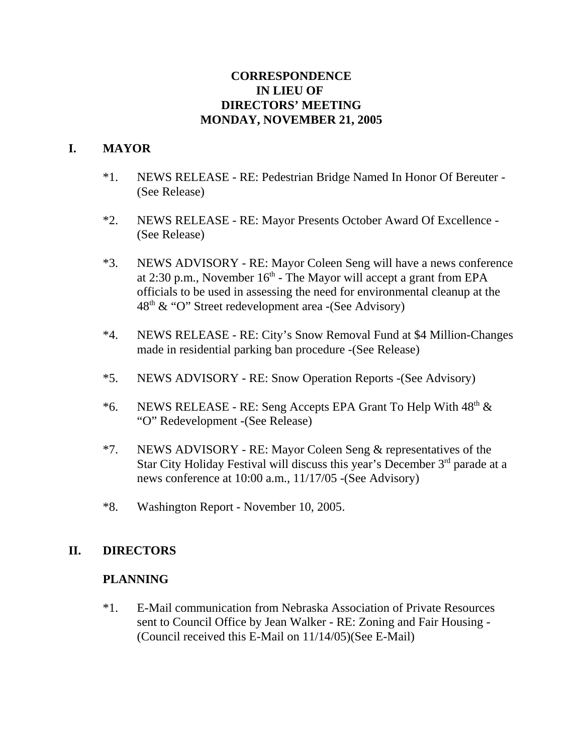# CORRESPONDENCE
# IN LIEU OF
# DIRECTORS' MEETING
# MONDAY, NOVEMBER 21, 2005

## I. MAYOR

*1. NEWS RELEASE - RE: Pedestrian Bridge Named In Honor Of Bereuter - (See Release)

*2. NEWS RELEASE - RE: Mayor Presents October Award Of Excellence - (See Release)

*3. NEWS ADVISORY - RE: Mayor Coleen Seng will have a news conference at 2:30 p.m., November 16th - The Mayor will accept a grant from EPA officials to be used in assessing the need for environmental cleanup at the 48th & "O" Street redevelopment area -(See Advisory)

*4. NEWS RELEASE - RE: City's Snow Removal Fund at $4 Million-Changes made in residential parking ban procedure -(See Release)

*5. NEWS ADVISORY - RE: Snow Operation Reports -(See Advisory)

*6. NEWS RELEASE - RE: Seng Accepts EPA Grant To Help With 48th & "O" Redevelopment -(See Release)

*7. NEWS ADVISORY - RE: Mayor Coleen Seng & representatives of the Star City Holiday Festival will discuss this year's December 3rd parade at a news conference at 10:00 a.m., 11/17/05 -(See Advisory)

*8. Washington Report - November 10, 2005.

## II. DIRECTORS

### PLANNING

*1. E-Mail communication from Nebraska Association of Private Resources sent to Council Office by Jean Walker - RE: Zoning and Fair Housing - (Council received this E-Mail on 11/14/05)(See E-Mail)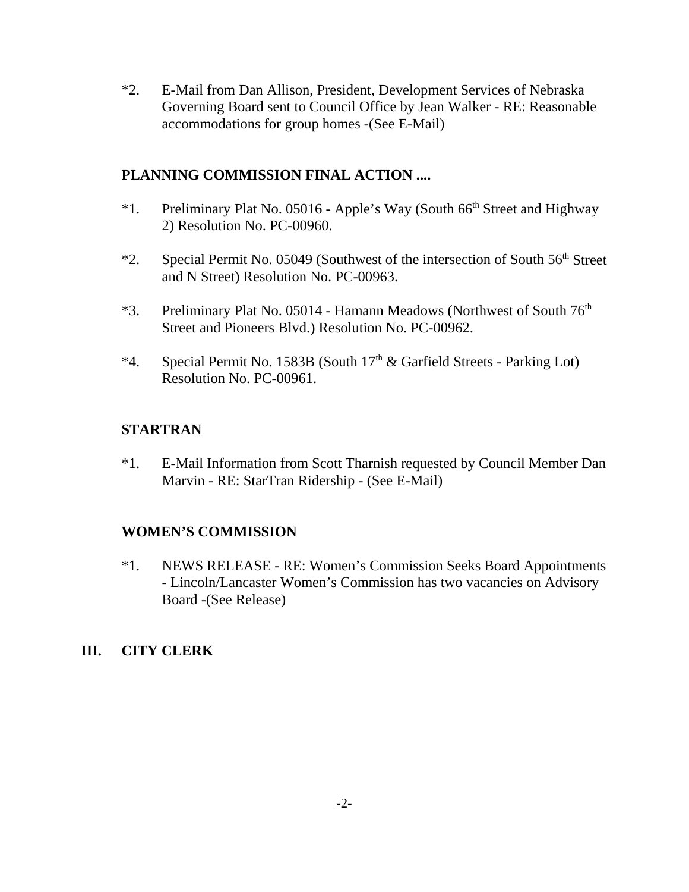*2. E-Mail from Dan Allison, President, Development Services of Nebraska Governing Board sent to Council Office by Jean Walker - RE: Reasonable accommodations for group homes -(See E-Mail)

### PLANNING COMMISSION FINAL ACTION ....

*1. Preliminary Plat No. 05016 - Apple's Way (South 66th Street and Highway 2) Resolution No. PC-00960.

*2. Special Permit No. 05049 (Southwest of the intersection of South 56th Street and N Street) Resolution No. PC-00963.

*3. Preliminary Plat No. 05014 - Hamann Meadows (Northwest of South 76th Street and Pioneers Blvd.) Resolution No. PC-00962.

*4. Special Permit No. 1583B (South 17th & Garfield Streets - Parking Lot) Resolution No. PC-00961.

### STARTRAN

*1. E-Mail Information from Scott Tharnish requested by Council Member Dan Marvin - RE: StarTran Ridership - (See E-Mail)

### WOMEN'S COMMISSION

*1. NEWS RELEASE - RE: Women's Commission Seeks Board Appointments - Lincoln/Lancaster Women's Commission has two vacancies on Advisory Board -(See Release)

## III. CITY CLERK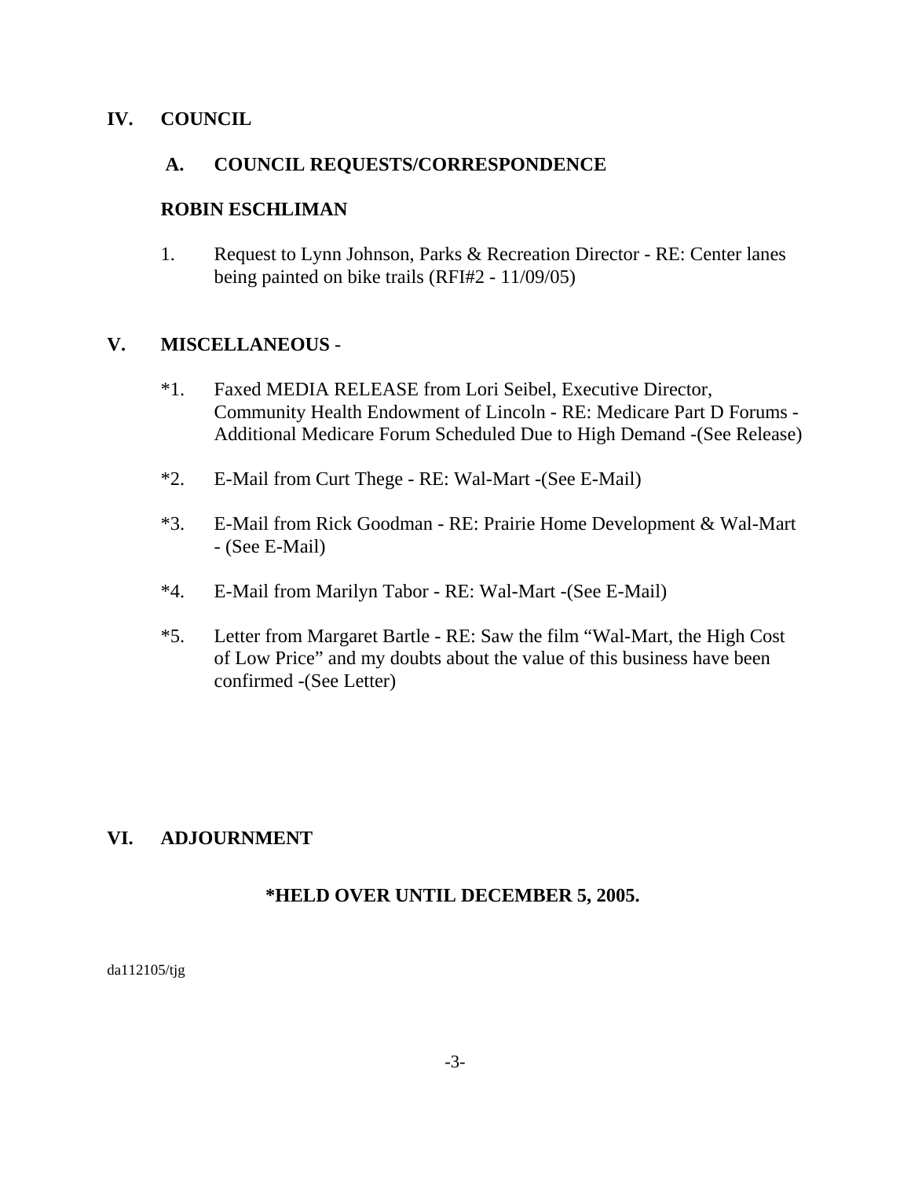## IV. COUNCIL

### A. COUNCIL REQUESTS/CORRESPONDENCE

**ROBIN ESCHLIMAN**

1. Request to Lynn Johnson, Parks & Recreation Director - RE: Center lanes being painted on bike trails (RFI#2 - 11/09/05)

## V. MISCELLANEOUS -

*1. Faxed MEDIA RELEASE from Lori Seibel, Executive Director, Community Health Endowment of Lincoln - RE: Medicare Part D Forums - Additional Medicare Forum Scheduled Due to High Demand -(See Release)

*2. E-Mail from Curt Thege - RE: Wal-Mart -(See E-Mail)

*3. E-Mail from Rick Goodman - RE: Prairie Home Development & Wal-Mart - (See E-Mail)

*4. E-Mail from Marilyn Tabor - RE: Wal-Mart -(See E-Mail)

*5. Letter from Margaret Bartle - RE: Saw the film “Wal-Mart, the High Cost of Low Price” and my doubts about the value of this business have been confirmed -(See Letter)

## VI. ADJOURNMENT

**\*HELD OVER UNTIL DECEMBER 5, 2005.**

da112105/tjg